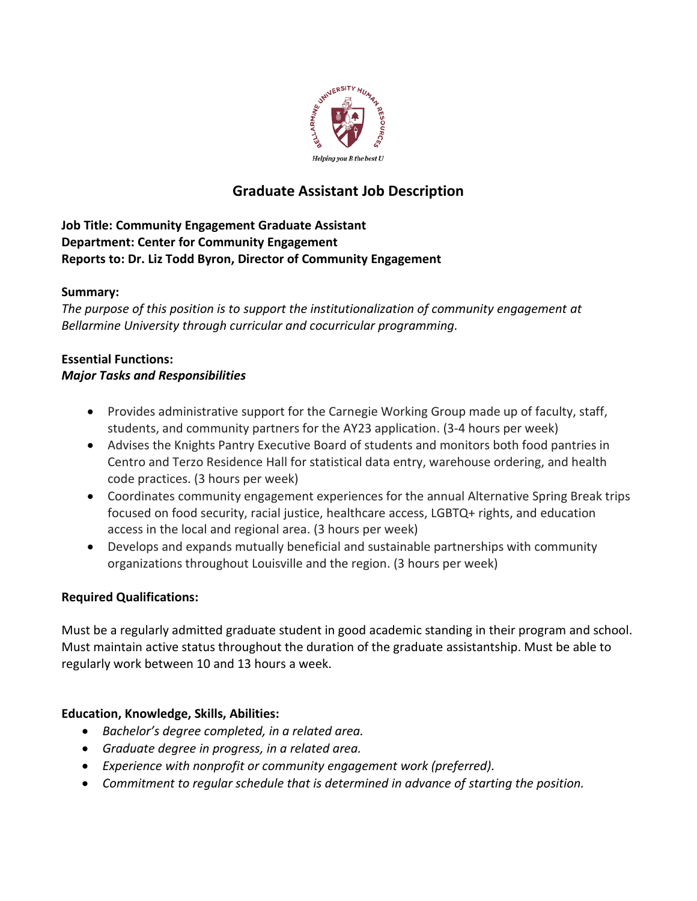# Graduate Assistant Job Description

**Job Title: Community Engagement Graduate Assistant**
**Department: Center for Community Engagement**
**Reports to: Dr. Liz Todd Byron, Director of Community Engagement**

**Summary:**

*The purpose of this position is to support the institutionalization of community engagement at Bellarmine University through curricular and cocurricular programming.*

**Essential Functions:**

***Major Tasks and Responsibilities***

- Provides administrative support for the Carnegie Working Group made up of faculty, staff, students, and community partners for the AY23 application. (3-4 hours per week)
- Advises the Knights Pantry Executive Board of students and monitors both food pantries in Centro and Terzo Residence Hall for statistical data entry, warehouse ordering, and health code practices. (3 hours per week)
- Coordinates community engagement experiences for the annual Alternative Spring Break trips focused on food security, racial justice, healthcare access, LGBTQ+ rights, and education access in the local and regional area. (3 hours per week)
- Develops and expands mutually beneficial and sustainable partnerships with community organizations throughout Louisville and the region. (3 hours per week)

**Required Qualifications:**

Must be a regularly admitted graduate student in good academic standing in their program and school. Must maintain active status throughout the duration of the graduate assistantship. Must be able to regularly work between 10 and 13 hours a week.

**Education, Knowledge, Skills, Abilities:**

- *Bachelor's degree completed, in a related area.*
- *Graduate degree in progress, in a related area.*
- *Experience with nonprofit or community engagement work (preferred).*
- *Commitment to regular schedule that is determined in advance of starting the position.*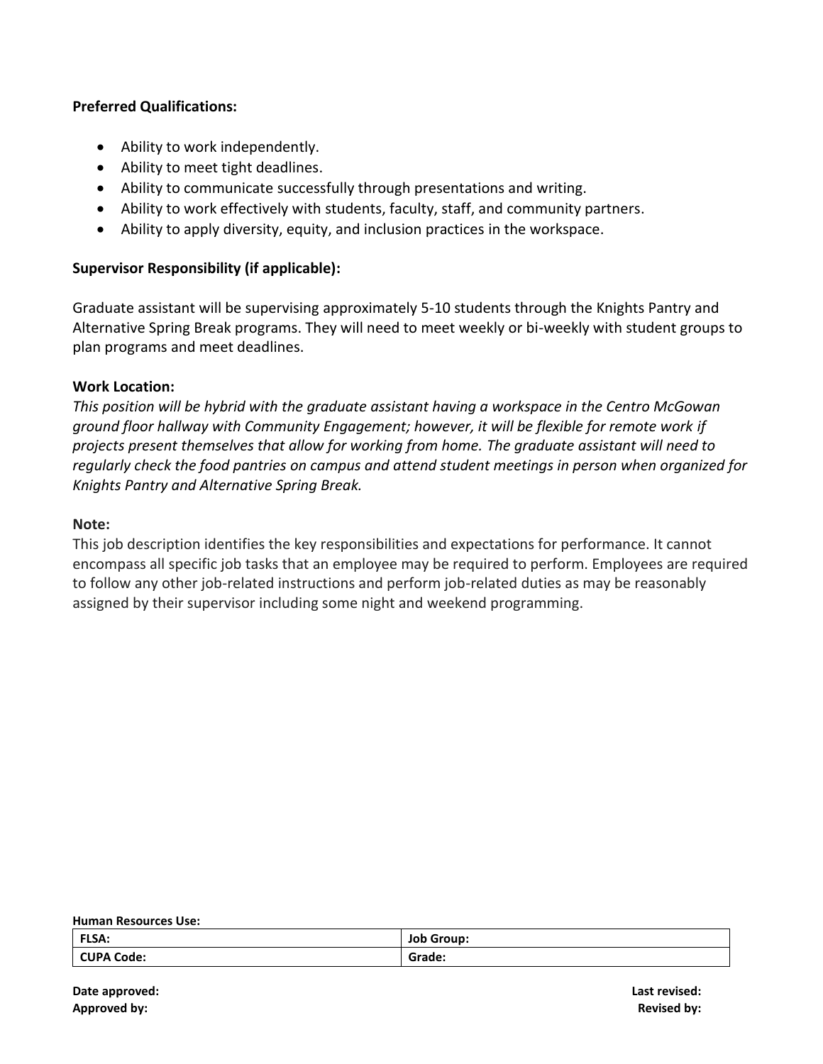**Preferred Qualifications:**

- Ability to work independently.
- Ability to meet tight deadlines.
- Ability to communicate successfully through presentations and writing.
- Ability to work effectively with students, faculty, staff, and community partners.
- Ability to apply diversity, equity, and inclusion practices in the workspace.

**Supervisor Responsibility (if applicable):**

Graduate assistant will be supervising approximately 5-10 students through the Knights Pantry and Alternative Spring Break programs. They will need to meet weekly or bi-weekly with student groups to plan programs and meet deadlines.

**Work Location:**

*This position will be hybrid with the graduate assistant having a workspace in the Centro McGowan ground floor hallway with Community Engagement; however, it will be flexible for remote work if projects present themselves that allow for working from home. The graduate assistant will need to regularly check the food pantries on campus and attend student meetings in person when organized for Knights Pantry and Alternative Spring Break.*

**Note:**

This job description identifies the key responsibilities and expectations for performance. It cannot encompass all specific job tasks that an employee may be required to perform. Employees are required to follow any other job-related instructions and perform job-related duties as may be reasonably assigned by their supervisor including some night and weekend programming.

**Human Resources Use:**

| | |
|---|---|
| **FLSA:** | **Job Group:** |
| **CUPA Code:** | **Grade:** |

**Date approved:** **Last revised:**

**Approved by:** **Revised by:**